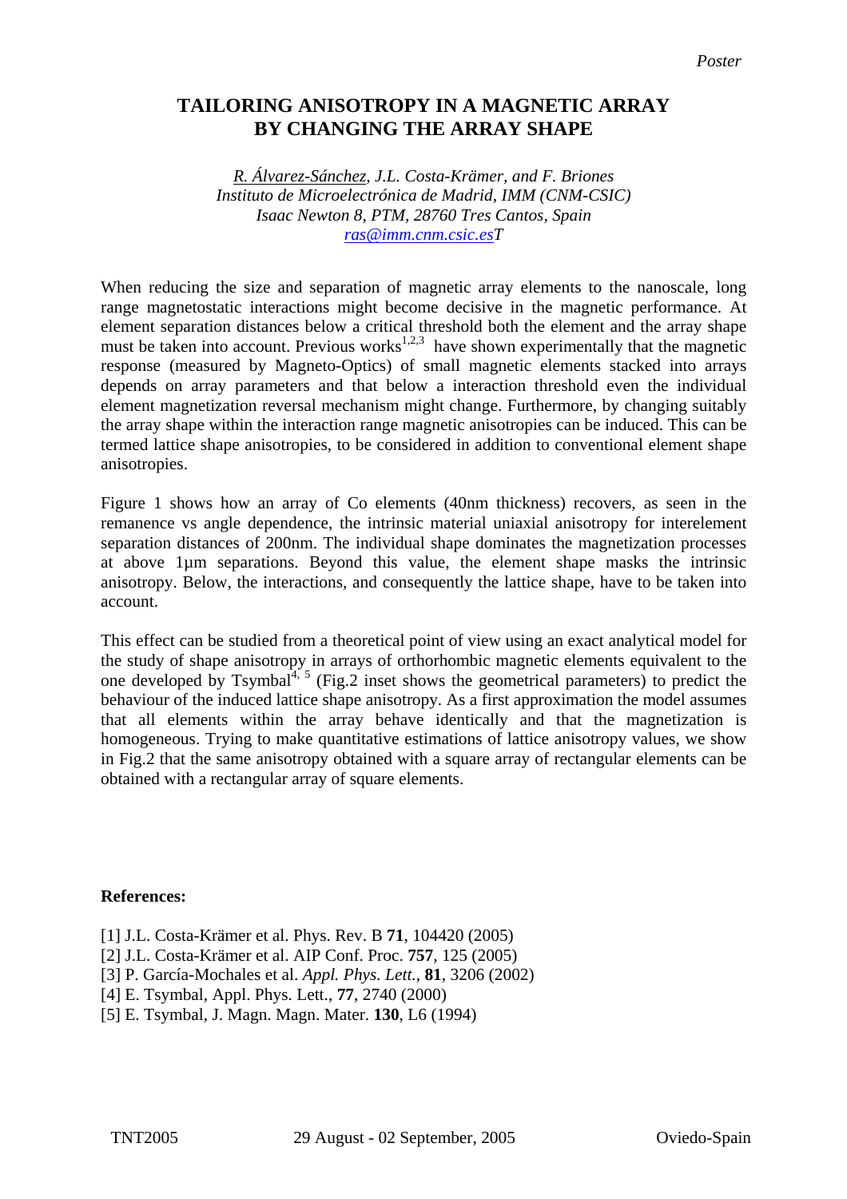*Poster*

# TAILORING ANISOTROPY IN A MAGNETIC ARRAY BY CHANGING THE ARRAY SHAPE

*R. Álvarez-Sánchez, J.L. Costa-Krämer, and F. Briones*
*Instituto de Microelectrónica de Madrid, IMM (CNM-CSIC)*
*Isaac Newton 8, PTM, 28760 Tres Cantos, Spain*
*ras@imm.cnm.csic.esT*

When reducing the size and separation of magnetic array elements to the nanoscale, long range magnetostatic interactions might become decisive in the magnetic performance. At element separation distances below a critical threshold both the element and the array shape must be taken into account. Previous works[1,2,3] have shown experimentally that the magnetic response (measured by Magneto-Optics) of small magnetic elements stacked into arrays depends on array parameters and that below a interaction threshold even the individual element magnetization reversal mechanism might change. Furthermore, by changing suitably the array shape within the interaction range magnetic anisotropies can be induced. This can be termed lattice shape anisotropies, to be considered in addition to conventional element shape anisotropies.

Figure 1 shows how an array of Co elements (40nm thickness) recovers, as seen in the remanence vs angle dependence, the intrinsic material uniaxial anisotropy for interelement separation distances of 200nm. The individual shape dominates the magnetization processes at above 1µm separations. Beyond this value, the element shape masks the intrinsic anisotropy. Below, the interactions, and consequently the lattice shape, have to be taken into account.

This effect can be studied from a theoretical point of view using an exact analytical model for the study of shape anisotropy in arrays of orthorhombic magnetic elements equivalent to the one developed by Tsymbal[4, 5] (Fig.2 inset shows the geometrical parameters) to predict the behaviour of the induced lattice shape anisotropy. As a first approximation the model assumes that all elements within the array behave identically and that the magnetization is homogeneous. Trying to make quantitative estimations of lattice anisotropy values, we show in Fig.2 that the same anisotropy obtained with a square array of rectangular elements can be obtained with a rectangular array of square elements.

**References:**

[1] J.L. Costa-Krämer et al. Phys. Rev. B **71**, 104420 (2005)
[2] J.L. Costa-Krämer et al. AIP Conf. Proc. **757**, 125 (2005)
[3] P. García-Mochales et al. *Appl. Phys. Lett.*, **81**, 3206 (2002)
[4] E. Tsymbal, Appl. Phys. Lett., **77**, 2740 (2000)
[5] E. Tsymbal, J. Magn. Magn. Mater. **130**, L6 (1994)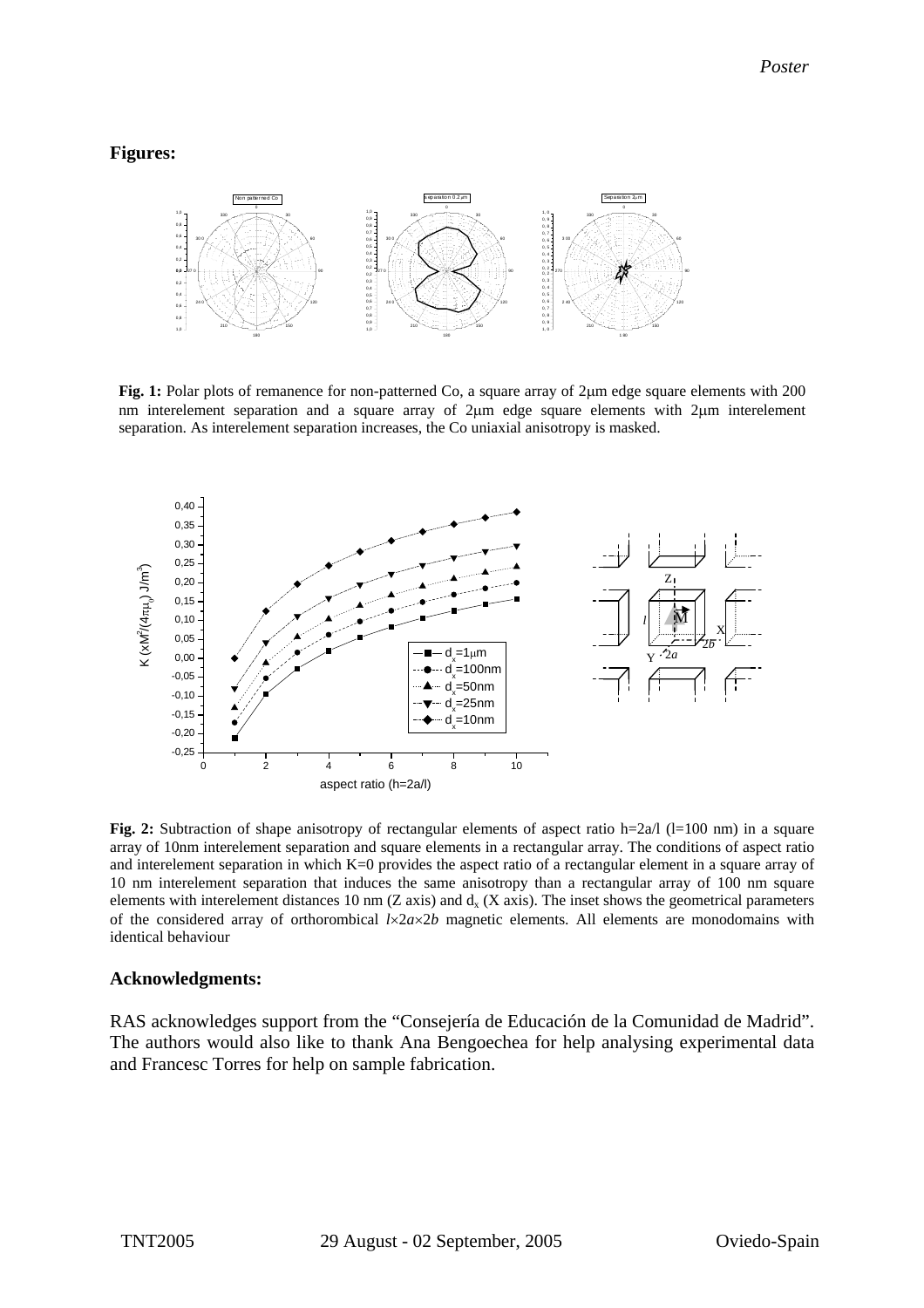## Figures:

Non-patterned Co

Separation 0.2 μm

Separation 2μm

**Fig. 1:** Polar plots of remanence for non-patterned Co, a square array of 2μm edge square elements with 200 nm interelement separation and a square array of 2μm edge square elements with 2μm interelement separation. As interelement separation increases, the Co uniaxial anisotropy is masked.

K (xM²/(4πμ₀) J/m³)

aspect ratio (h=2a/l)

$d_x$=1μm

$d_x$=100nm

$d_x$=50nm

$d_x$=25nm

$d_x$=10nm

**Fig. 2:** Subtraction of shape anisotropy of rectangular elements of aspect ratio h=2a/l (l=100 nm) in a square array of 10nm interelement separation and square elements in a rectangular array. The conditions of aspect ratio and interelement separation in which K=0 provides the aspect ratio of a rectangular element in a square array of 10 nm interelement separation that induces the same anisotropy than a rectangular array of 100 nm square elements with interelement distances 10 nm (Z axis) and $d_x$ (X axis). The inset shows the geometrical parameters of the considered array of orthorombical $l\times2a\times2b$ magnetic elements. All elements are monodomains with identical behaviour

## Acknowledgments:

RAS acknowledges support from the "Consejería de Educación de la Comunidad de Madrid". The authors would also like to thank Ana Bengoechea for help analysing experimental data and Francesc Torres for help on sample fabrication.